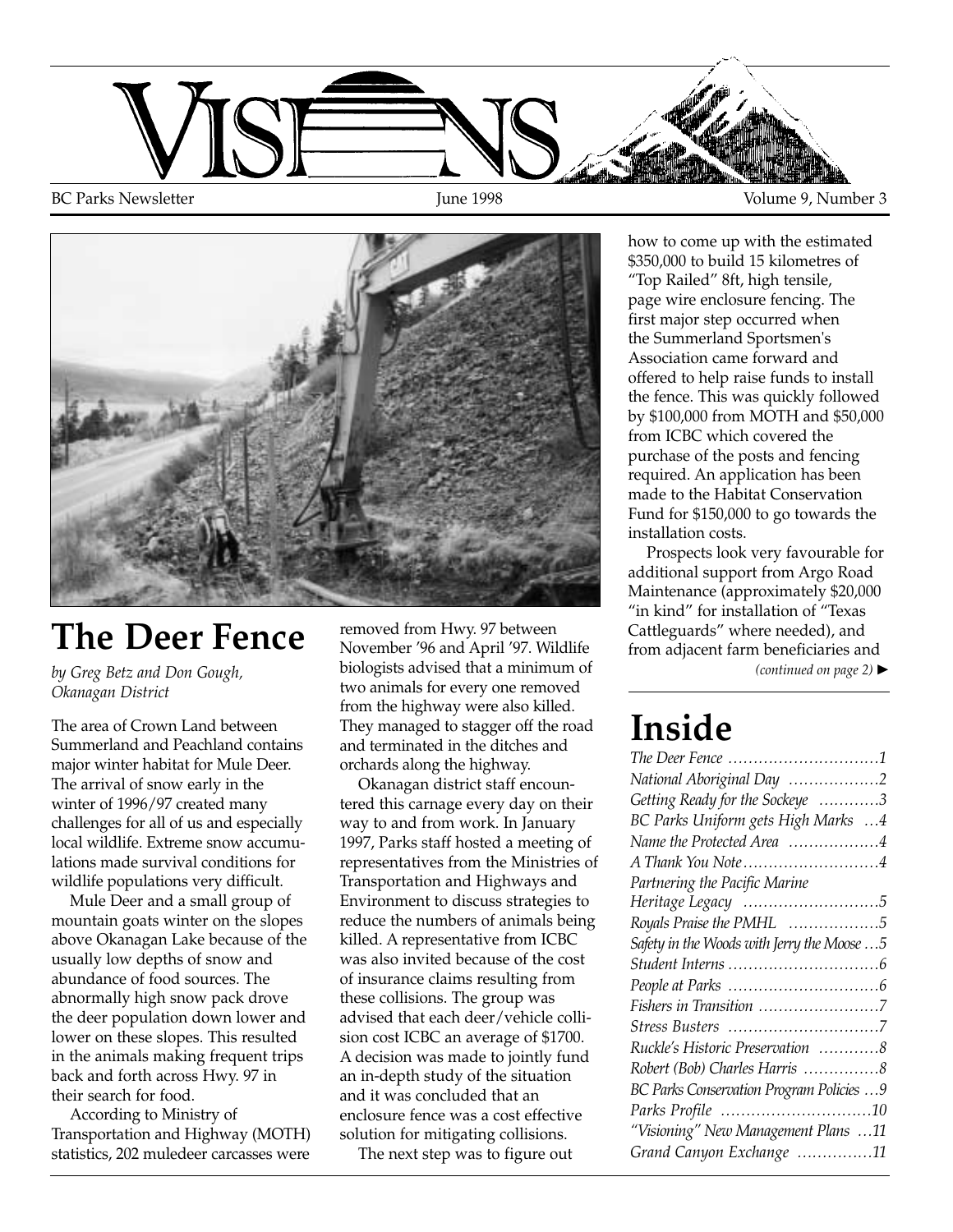# VISIONS

BC Parks Newsletter — June 1998 — Volume 9, Number 3

## The Deer Fence

*by Greg Betz and Don Gough, Okanagan District*

The area of Crown Land between Summerland and Peachland contains major winter habitat for Mule Deer. The arrival of snow early in the winter of 1996/97 created many challenges for all of us and especially local wildlife. Extreme snow accumulations made survival conditions for wildlife populations very difficult.

Mule Deer and a small group of mountain goats winter on the slopes above Okanagan Lake because of the usually low depths of snow and abundance of food sources. The abnormally high snow pack drove the deer population down lower and lower on these slopes. This resulted in the animals making frequent trips back and forth across Hwy. 97 in their search for food.

According to Ministry of Transportation and Highway (MOTH) statistics, 202 muledeer carcasses were removed from Hwy. 97 between November '96 and April '97. Wildlife biologists advised that a minimum of two animals for every one removed from the highway were also killed. They managed to stagger off the road and terminated in the ditches and orchards along the highway.

Okanagan district staff encountered this carnage every day on their way to and from work. In January 1997, Parks staff hosted a meeting of representatives from the Ministries of Transportation and Highways and Environment to discuss strategies to reduce the numbers of animals being killed. A representative from ICBC was also invited because of the cost of insurance claims resulting from these collisions. The group was advised that each deer/vehicle collision cost ICBC an average of $1700. A decision was made to jointly fund an in-depth study of the situation and it was concluded that an enclosure fence was a cost effective solution for mitigating collisions.

The next step was to figure out how to come up with the estimated $350,000 to build 15 kilometres of "Top Railed" 8ft, high tensile, page wire enclosure fencing. The first major step occurred when the Summerland Sportsmen's Association came forward and offered to help raise funds to install the fence. This was quickly followed by $100,000 from MOTH and $50,000 from ICBC which covered the purchase of the posts and fencing required. An application has been made to the Habitat Conservation Fund for $150,000 to go towards the installation costs.

Prospects look very favourable for additional support from Argo Road Maintenance (approximately $20,000 "in kind" for installation of "Texas Cattleguards" where needed), and from adjacent farm beneficiaries and

*(continued on page 2)* ►

## Inside

*The Deer Fence* ............................1
*National Aboriginal Day* ..................2
*Getting Ready for the Sockeye* ............3
*BC Parks Uniform gets High Marks* ...4
*Name the Protected Area* ..................4
*A Thank You Note* ..........................4
*Partnering the Pacific Marine Heritage Legacy* ..........................5
*Royals Praise the PMHL* ..................5
*Safety in the Woods with Jerry the Moose* ...5
*Student Interns* ..............................6
*People at Parks* ..............................6
*Fishers in Transition* ........................7
*Stress Busters* ..............................7
*Ruckle's Historic Preservation* ............8
*Robert (Bob) Charles Harris* ...............8
*BC Parks Conservation Program Policies* ...9
*Parks Profile* ..............................10
*"Visioning" New Management Plans* ...11
*Grand Canyon Exchange* ...............11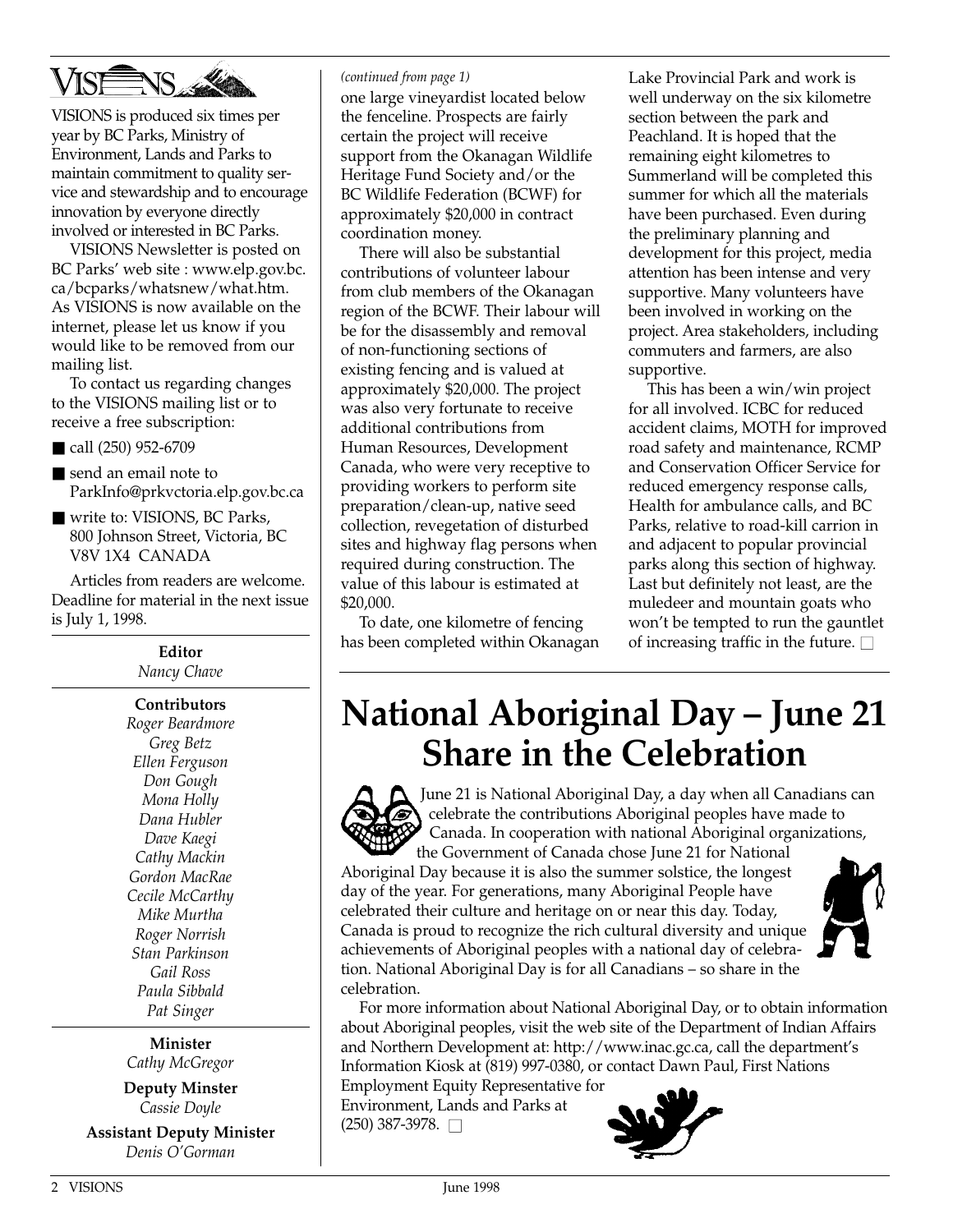# VISIONS

VISIONS is produced six times per year by BC Parks, Ministry of Environment, Lands and Parks to maintain commitment to quality service and stewardship and to encourage innovation by everyone directly involved or interested in BC Parks.

VISIONS Newsletter is posted on BC Parks' web site : www.elp.gov.bc.ca/bcparks/whatsnew/what.htm. As VISIONS is now available on the internet, please let us know if you would like to be removed from our mailing list.

To contact us regarding changes to the VISIONS mailing list or to receive a free subscription:

- call (250) 952-6709
- send an email note to ParkInfo@prkvctoria.elp.gov.bc.ca
- write to: VISIONS, BC Parks, 800 Johnson Street, Victoria, BC V8V 1X4 CANADA

Articles from readers are welcome. Deadline for material in the next issue is July 1, 1998.

**Editor**
*Nancy Chave*

**Contributors**
*Roger Beardmore*
*Greg Betz*
*Ellen Ferguson*
*Don Gough*
*Mona Holly*
*Dana Hubler*
*Dave Kaegi*
*Cathy Mackin*
*Gordon MacRae*
*Cecile McCarthy*
*Mike Murtha*
*Roger Norrish*
*Stan Parkinson*
*Gail Ross*
*Paula Sibbald*
*Pat Singer*

**Minister**
*Cathy McGregor*

**Deputy Minster**
*Cassie Doyle*

**Assistant Deputy Minister**
*Denis O'Gorman*

*(continued from page 1)*

one large vineyardist located below the fenceline. Prospects are fairly certain the project will receive support from the Okanagan Wildlife Heritage Fund Society and/or the BC Wildlife Federation (BCWF) for approximately $20,000 in contract coordination money.

There will also be substantial contributions of volunteer labour from club members of the Okanagan region of the BCWF. Their labour will be for the disassembly and removal of non-functioning sections of existing fencing and is valued at approximately $20,000. The project was also very fortunate to receive additional contributions from Human Resources, Development Canada, who were very receptive to providing workers to perform site preparation/clean-up, native seed collection, revegetation of disturbed sites and highway flag persons when required during construction. The value of this labour is estimated at $20,000.

To date, one kilometre of fencing has been completed within Okanagan Lake Provincial Park and work is well underway on the six kilometre section between the park and Peachland. It is hoped that the remaining eight kilometres to Summerland will be completed this summer for which all the materials have been purchased. Even during the preliminary planning and development for this project, media attention has been intense and very supportive. Many volunteers have been involved in working on the project. Area stakeholders, including commuters and farmers, are also supportive.

This has been a win/win project for all involved. ICBC for reduced accident claims, MOTH for improved road safety and maintenance, RCMP and Conservation Officer Service for reduced emergency response calls, Health for ambulance calls, and BC Parks, relative to road-kill carrion in and adjacent to popular provincial parks along this section of highway. Last but definitely not least, are the muledeer and mountain goats who won't be tempted to run the gauntlet of increasing traffic in the future. □

# National Aboriginal Day – June 21 Share in the Celebration

June 21 is National Aboriginal Day, a day when all Canadians can celebrate the contributions Aboriginal peoples have made to Canada. In cooperation with national Aboriginal organizations, the Government of Canada chose June 21 for National Aboriginal Day because it is also the summer solstice, the longest day of the year. For generations, many Aboriginal People have celebrated their culture and heritage on or near this day. Today, Canada is proud to recognize the rich cultural diversity and unique achievements of Aboriginal peoples with a national day of celebration. National Aboriginal Day is for all Canadians – so share in the celebration.

For more information about National Aboriginal Day, or to obtain information about Aboriginal peoples, visit the web site of the Department of Indian Affairs and Northern Development at: http://www.inac.gc.ca, call the department's Information Kiosk at (819) 997-0380, or contact Dawn Paul, First Nations Employment Equity Representative for Environment, Lands and Parks at (250) 387-3978. □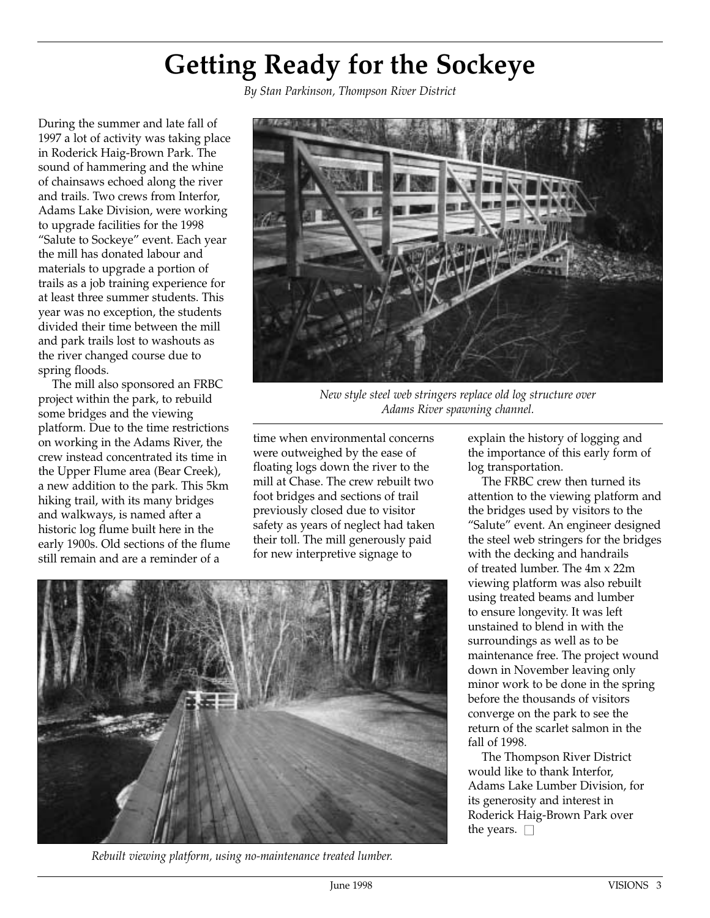# Getting Ready for the Sockeye

*By Stan Parkinson, Thompson River District*

During the summer and late fall of 1997 a lot of activity was taking place in Roderick Haig-Brown Park. The sound of hammering and the whine of chainsaws echoed along the river and trails. Two crews from Interfor, Adams Lake Division, were working to upgrade facilities for the 1998 "Salute to Sockeye" event. Each year the mill has donated labour and materials to upgrade a portion of trails as a job training experience for at least three summer students. This year was no exception, the students divided their time between the mill and park trails lost to washouts as the river changed course due to spring floods.

The mill also sponsored an FRBC project within the park, to rebuild some bridges and the viewing platform. Due to the time restrictions on working in the Adams River, the crew instead concentrated its time in the Upper Flume area (Bear Creek), a new addition to the park. This 5km hiking trail, with its many bridges and walkways, is named after a historic log flume built here in the early 1900s. Old sections of the flume still remain and are a reminder of a time when environmental concerns were outweighed by the ease of floating logs down the river to the mill at Chase. The crew rebuilt two foot bridges and sections of trail previously closed due to visitor safety as years of neglect had taken their toll. The mill generously paid for new interpretive signage to explain the history of logging and the importance of this early form of log transportation.

*New style steel web stringers replace old log structure over Adams River spawning channel.*

The FRBC crew then turned its attention to the viewing platform and the bridges used by visitors to the "Salute" event. An engineer designed the steel web stringers for the bridges with the decking and handrails of treated lumber. The 4m x 22m viewing platform was also rebuilt using treated beams and lumber to ensure longevity. It was left unstained to blend in with the surroundings as well as to be maintenance free. The project wound down in November leaving only minor work to be done in the spring before the thousands of visitors converge on the park to see the return of the scarlet salmon in the fall of 1998.

The Thompson River District would like to thank Interfor, Adams Lake Lumber Division, for its generosity and interest in Roderick Haig-Brown Park over the years. □

*Rebuilt viewing platform, using no-maintenance treated lumber.*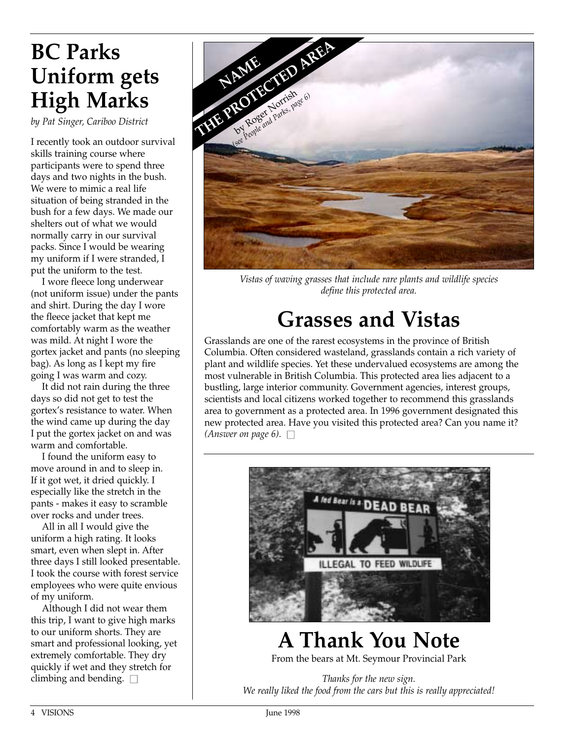# BC Parks Uniform gets High Marks

*by Pat Singer, Cariboo District*

I recently took an outdoor survival skills training course where participants were to spend three days and two nights in the bush. We were to mimic a real life situation of being stranded in the bush for a few days. We made our shelters out of what we would normally carry in our survival packs. Since I would be wearing my uniform if I were stranded, I put the uniform to the test.

I wore fleece long underwear (not uniform issue) under the pants and shirt. During the day I wore the fleece jacket that kept me comfortably warm as the weather was mild. At night I wore the gortex jacket and pants (no sleeping bag). As long as I kept my fire going I was warm and cozy.

It did not rain during the three days so did not get to test the gortex's resistance to water. When the wind came up during the day I put the gortex jacket on and was warm and comfortable.

I found the uniform easy to move around in and to sleep in. If it got wet, it dried quickly. I especially like the stretch in the pants - makes it easy to scramble over rocks and under trees.

All in all I would give the uniform a high rating. It looks smart, even when slept in. After three days I still looked presentable. I took the course with forest service employees who were quite envious of my uniform.

Although I did not wear them this trip, I want to give high marks to our uniform shorts. They are smart and professional looking, yet extremely comfortable. They dry quickly if wet and they stretch for climbing and bending. □

## NAME THE PROTECTED AREA

by Roger Norrish
*(see People and Parks, page 6)*

*Vistas of waving grasses that include rare plants and wildlife species define this protected area.*

# Grasses and Vistas

Grasslands are one of the rarest ecosystems in the province of British Columbia. Often considered wasteland, grasslands contain a rich variety of plant and wildlife species. Yet these undervalued ecosystems are among the most vulnerable in British Columbia. This protected area lies adjacent to a bustling, large interior community. Government agencies, interest groups, scientists and local citizens worked together to recommend this grasslands area to government as a protected area. In 1996 government designated this new protected area. Have you visited this protected area? Can you name it? *(Answer on page 6).* □

# A Thank You Note

From the bears at Mt. Seymour Provincial Park

*Thanks for the new sign.*
*We really liked the food from the cars but this is really appreciated!*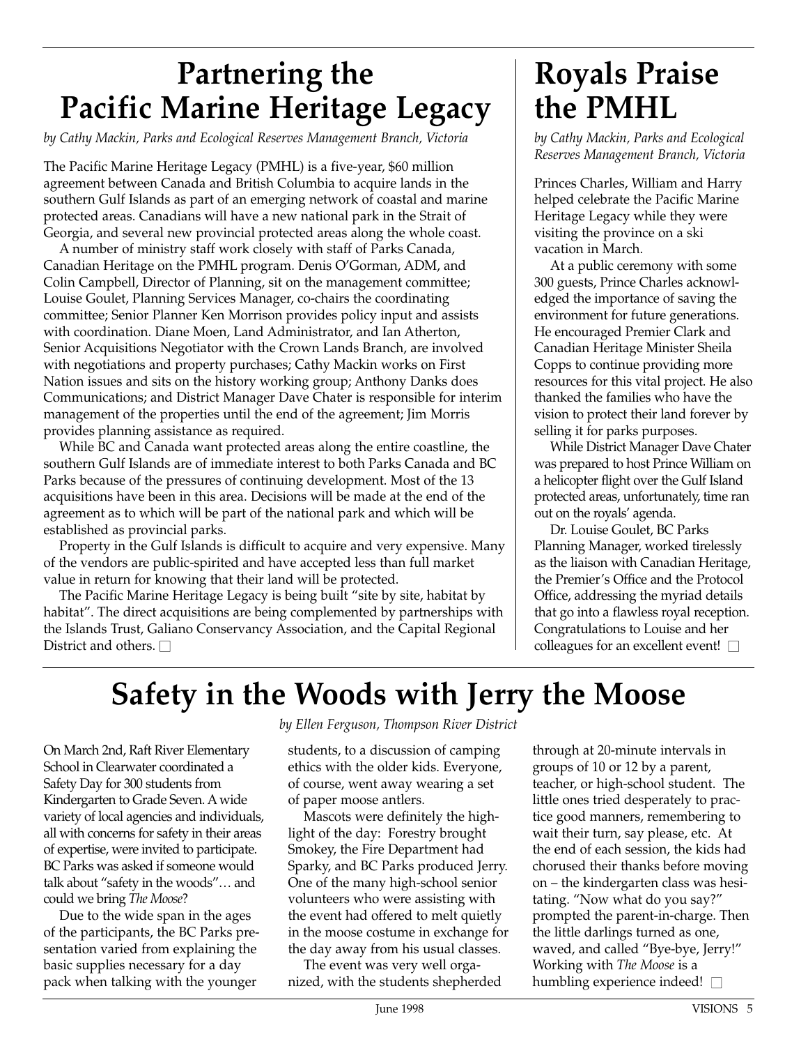# Partnering the Pacific Marine Heritage Legacy

*by Cathy Mackin, Parks and Ecological Reserves Management Branch, Victoria*

The Pacific Marine Heritage Legacy (PMHL) is a five-year, $60 million agreement between Canada and British Columbia to acquire lands in the southern Gulf Islands as part of an emerging network of coastal and marine protected areas. Canadians will have a new national park in the Strait of Georgia, and several new provincial protected areas along the whole coast.

A number of ministry staff work closely with staff of Parks Canada, Canadian Heritage on the PMHL program. Denis O'Gorman, ADM, and Colin Campbell, Director of Planning, sit on the management committee; Louise Goulet, Planning Services Manager, co-chairs the coordinating committee; Senior Planner Ken Morrison provides policy input and assists with coordination. Diane Moen, Land Administrator, and Ian Atherton, Senior Acquisitions Negotiator with the Crown Lands Branch, are involved with negotiations and property purchases; Cathy Mackin works on First Nation issues and sits on the history working group; Anthony Danks does Communications; and District Manager Dave Chater is responsible for interim management of the properties until the end of the agreement; Jim Morris provides planning assistance as required.

While BC and Canada want protected areas along the entire coastline, the southern Gulf Islands are of immediate interest to both Parks Canada and BC Parks because of the pressures of continuing development. Most of the 13 acquisitions have been in this area. Decisions will be made at the end of the agreement as to which will be part of the national park and which will be established as provincial parks.

Property in the Gulf Islands is difficult to acquire and very expensive. Many of the vendors are public-spirited and have accepted less than full market value in return for knowing that their land will be protected.

The Pacific Marine Heritage Legacy is being built "site by site, habitat by habitat". The direct acquisitions are being complemented by partnerships with the Islands Trust, Galiano Conservancy Association, and the Capital Regional District and others. □

# Royals Praise the PMHL

*by Cathy Mackin, Parks and Ecological Reserves Management Branch, Victoria*

Princes Charles, William and Harry helped celebrate the Pacific Marine Heritage Legacy while they were visiting the province on a ski vacation in March.

At a public ceremony with some 300 guests, Prince Charles acknowledged the importance of saving the environment for future generations. He encouraged Premier Clark and Canadian Heritage Minister Sheila Copps to continue providing more resources for this vital project. He also thanked the families who have the vision to protect their land forever by selling it for parks purposes.

While District Manager Dave Chater was prepared to host Prince William on a helicopter flight over the Gulf Island protected areas, unfortunately, time ran out on the royals' agenda.

Dr. Louise Goulet, BC Parks Planning Manager, worked tirelessly as the liaison with Canadian Heritage, the Premier's Office and the Protocol Office, addressing the myriad details that go into a flawless royal reception. Congratulations to Louise and her colleagues for an excellent event! □

# Safety in the Woods with Jerry the Moose

*by Ellen Ferguson, Thompson River District*

On March 2nd, Raft River Elementary School in Clearwater coordinated a Safety Day for 300 students from Kindergarten to Grade Seven. A wide variety of local agencies and individuals, all with concerns for safety in their areas of expertise, were invited to participate. BC Parks was asked if someone would talk about "safety in the woods"… and could we bring *The Moose*?

Due to the wide span in the ages of the participants, the BC Parks presentation varied from explaining the basic supplies necessary for a day pack when talking with the younger students, to a discussion of camping ethics with the older kids. Everyone, of course, went away wearing a set of paper moose antlers.

Mascots were definitely the highlight of the day: Forestry brought Smokey, the Fire Department had Sparky, and BC Parks produced Jerry. One of the many high-school senior volunteers who were assisting with the event had offered to melt quietly in the moose costume in exchange for the day away from his usual classes.

The event was very well organized, with the students shepherded through at 20-minute intervals in groups of 10 or 12 by a parent, teacher, or high-school student. The little ones tried desperately to practice good manners, remembering to wait their turn, say please, etc. At the end of each session, the kids had chorused their thanks before moving on – the kindergarten class was hesitating. "Now what do you say?" prompted the parent-in-charge. Then the little darlings turned as one, waved, and called "Bye-bye, Jerry!" Working with *The Moose* is a humbling experience indeed! □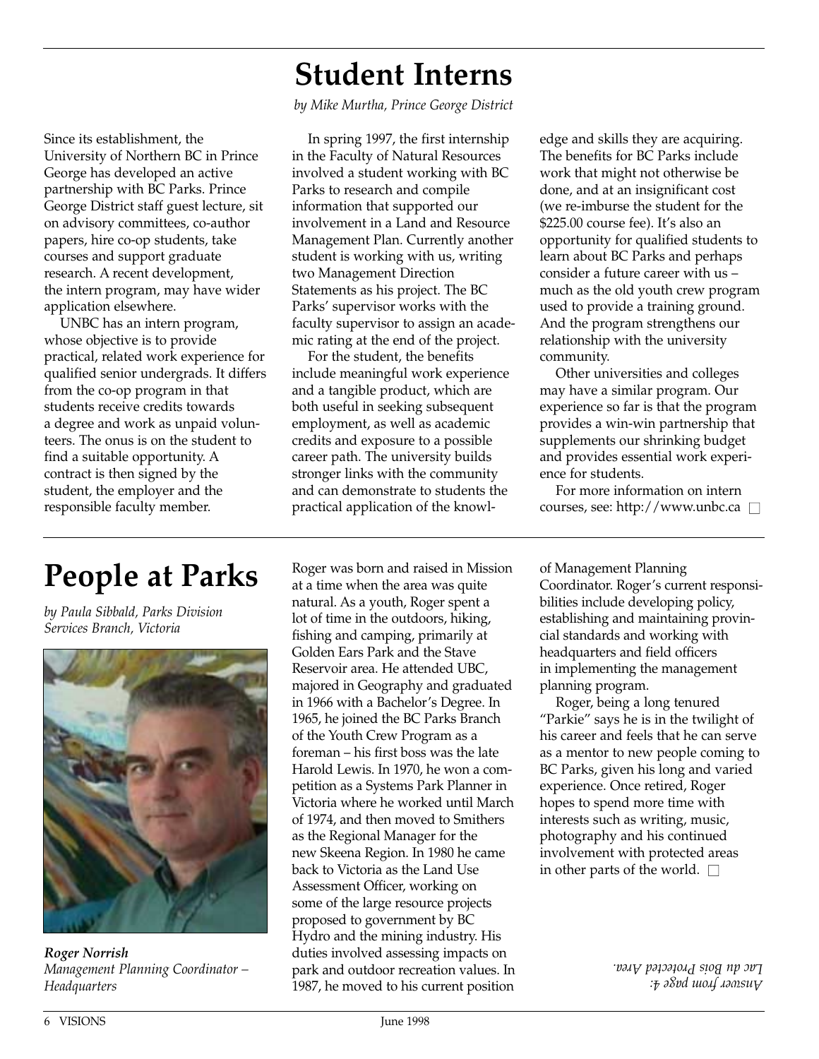# Student Interns

*by Mike Murtha, Prince George District*

Since its establishment, the University of Northern BC in Prince George has developed an active partnership with BC Parks. Prince George District staff guest lecture, sit on advisory committees, co-author papers, hire co-op students, take courses and support graduate research. A recent development, the intern program, may have wider application elsewhere.

UNBC has an intern program, whose objective is to provide practical, related work experience for qualified senior undergrads. It differs from the co-op program in that students receive credits towards a degree and work as unpaid volunteers. The onus is on the student to find a suitable opportunity. A contract is then signed by the student, the employer and the responsible faculty member.

In spring 1997, the first internship in the Faculty of Natural Resources involved a student working with BC Parks to research and compile information that supported our involvement in a Land and Resource Management Plan. Currently another student is working with us, writing two Management Direction Statements as his project. The BC Parks' supervisor works with the faculty supervisor to assign an academic rating at the end of the project.

For the student, the benefits include meaningful work experience and a tangible product, which are both useful in seeking subsequent employment, as well as academic credits and exposure to a possible career path. The university builds stronger links with the community and can demonstrate to students the practical application of the knowledge and skills they are acquiring. The benefits for BC Parks include work that might not otherwise be done, and at an insignificant cost (we re-imburse the student for the $225.00 course fee). It's also an opportunity for qualified students to learn about BC Parks and perhaps consider a future career with us – much as the old youth crew program used to provide a training ground. And the program strengthens our relationship with the university community.

Other universities and colleges may have a similar program. Our experience so far is that the program provides a win-win partnership that supplements our shrinking budget and provides essential work experience for students.

For more information on intern courses, see: http://www.unbc.ca

# People at Parks

*by Paula Sibbald, Parks Division Services Branch, Victoria*

***Roger Norrish***
*Management Planning Coordinator – Headquarters*

Roger was born and raised in Mission at a time when the area was quite natural. As a youth, Roger spent a lot of time in the outdoors, hiking, fishing and camping, primarily at Golden Ears Park and the Stave Reservoir area. He attended UBC, majored in Geography and graduated in 1966 with a Bachelor's Degree. In 1965, he joined the BC Parks Branch of the Youth Crew Program as a foreman – his first boss was the late Harold Lewis. In 1970, he won a competition as a Systems Park Planner in Victoria where he worked until March of 1974, and then moved to Smithers as the Regional Manager for the new Skeena Region. In 1980 he came back to Victoria as the Land Use Assessment Officer, working on some of the large resource projects proposed to government by BC Hydro and the mining industry. His duties involved assessing impacts on park and outdoor recreation values. In 1987, he moved to his current position of Management Planning Coordinator. Roger's current responsibilities include developing policy, establishing and maintaining provincial standards and working with headquarters and field officers in implementing the management planning program.

Roger, being a long tenured "Parkie" says he is in the twilight of his career and feels that he can serve as a mentor to new people coming to BC Parks, given his long and varied experience. Once retired, Roger hopes to spend more time with interests such as writing, music, photography and his continued involvement with protected areas in other parts of the world.

*Answer from page 4:*
*Lac du Bois Protected Area.*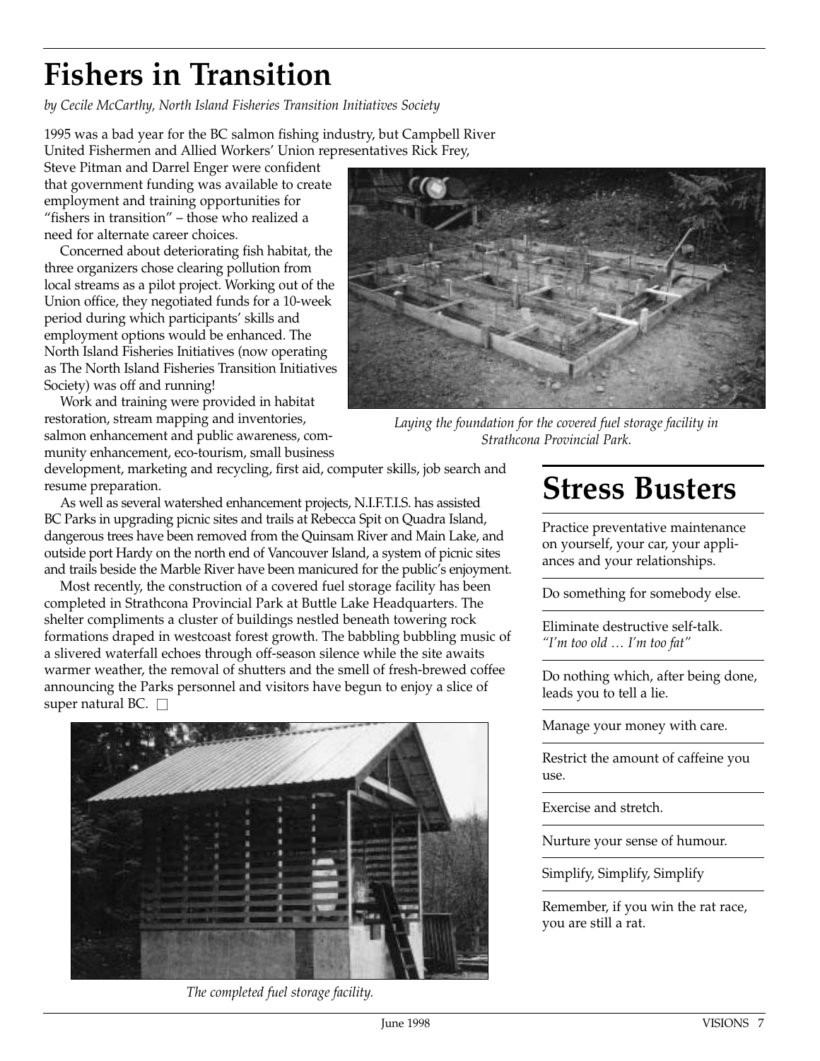# Fishers in Transition

*by Cecile McCarthy, North Island Fisheries Transition Initiatives Society*

1995 was a bad year for the BC salmon fishing industry, but Campbell River United Fishermen and Allied Workers' Union representatives Rick Frey, Steve Pitman and Darrel Enger were confident that government funding was available to create employment and training opportunities for "fishers in transition" – those who realized a need for alternate career choices.

Concerned about deteriorating fish habitat, the three organizers chose clearing pollution from local streams as a pilot project. Working out of the Union office, they negotiated funds for a 10-week period during which participants' skills and employment options would be enhanced. The North Island Fisheries Initiatives (now operating as The North Island Fisheries Transition Initiatives Society) was off and running!

Work and training were provided in habitat restoration, stream mapping and inventories, salmon enhancement and public awareness, community enhancement, eco-tourism, small business development, marketing and recycling, first aid, computer skills, job search and resume preparation.

*Laying the foundation for the covered fuel storage facility in Strathcona Provincial Park.*

As well as several watershed enhancement projects, N.I.F.T.I.S. has assisted BC Parks in upgrading picnic sites and trails at Rebecca Spit on Quadra Island, dangerous trees have been removed from the Quinsam River and Main Lake, and outside port Hardy on the north end of Vancouver Island, a system of picnic sites and trails beside the Marble River have been manicured for the public's enjoyment.

Most recently, the construction of a covered fuel storage facility has been completed in Strathcona Provincial Park at Buttle Lake Headquarters. The shelter compliments a cluster of buildings nestled beneath towering rock formations draped in westcoast forest growth. The babbling bubbling music of a slivered waterfall echoes through off-season silence while the site awaits warmer weather, the removal of shutters and the smell of fresh-brewed coffee announcing the Parks personnel and visitors have begun to enjoy a slice of super natural BC. □

*The completed fuel storage facility.*

# Stress Busters

Practice preventative maintenance on yourself, your car, your appliances and your relationships.

Do something for somebody else.

Eliminate destructive self-talk. *"I'm too old … I'm too fat"*

Do nothing which, after being done, leads you to tell a lie.

Manage your money with care.

Restrict the amount of caffeine you use.

Exercise and stretch.

Nurture your sense of humour.

Simplify, Simplify, Simplify

Remember, if you win the rat race, you are still a rat.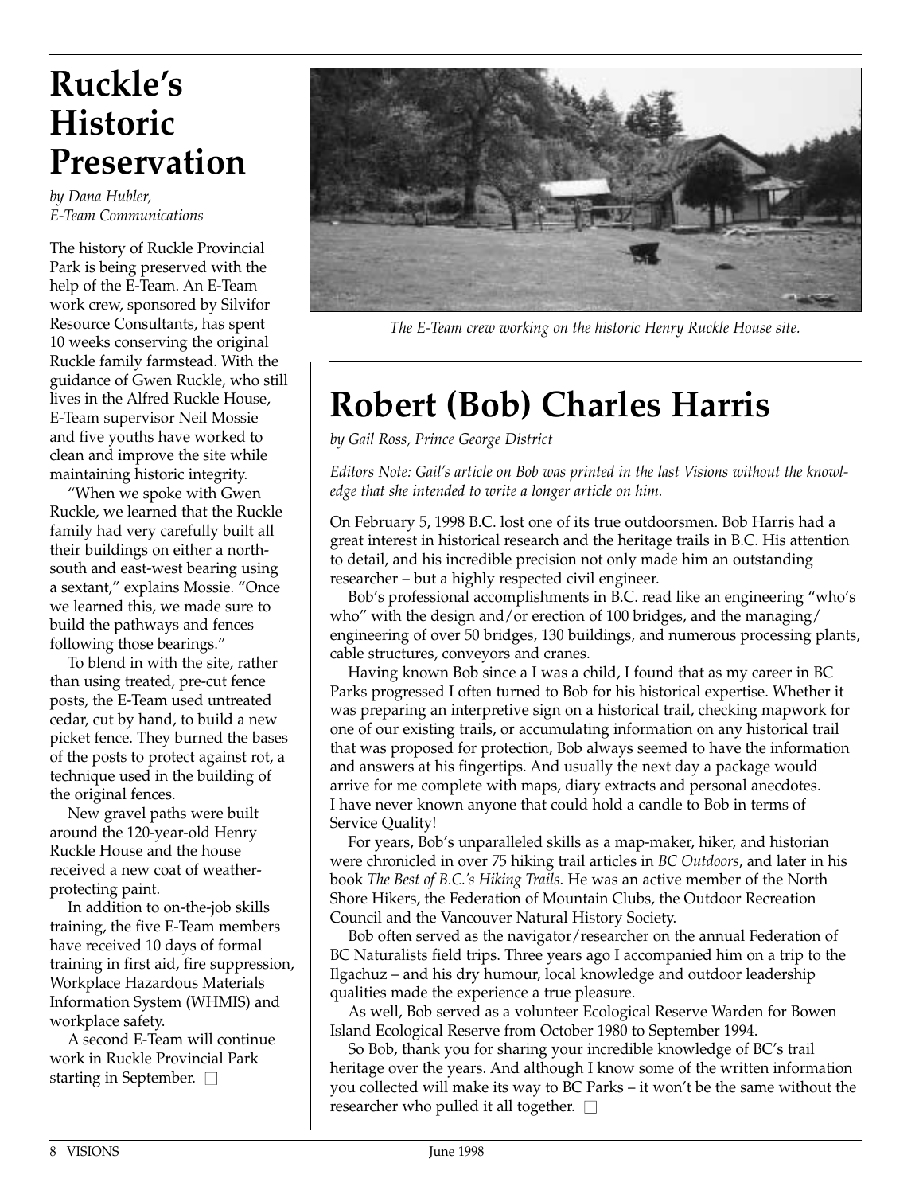# Ruckle's Historic Preservation

*by Dana Hubler, E-Team Communications*

The history of Ruckle Provincial Park is being preserved with the help of the E-Team. An E-Team work crew, sponsored by Silvifor Resource Consultants, has spent 10 weeks conserving the original Ruckle family farmstead. With the guidance of Gwen Ruckle, who still lives in the Alfred Ruckle House, E-Team supervisor Neil Mossie and five youths have worked to clean and improve the site while maintaining historic integrity.

"When we spoke with Gwen Ruckle, we learned that the Ruckle family had very carefully built all their buildings on either a north-south and east-west bearing using a sextant," explains Mossie. "Once we learned this, we made sure to build the pathways and fences following those bearings."

To blend in with the site, rather than using treated, pre-cut fence posts, the E-Team used untreated cedar, cut by hand, to build a new picket fence. They burned the bases of the posts to protect against rot, a technique used in the building of the original fences.

New gravel paths were built around the 120-year-old Henry Ruckle House and the house received a new coat of weather-protecting paint.

In addition to on-the-job skills training, the five E-Team members have received 10 days of formal training in first aid, fire suppression, Workplace Hazardous Materials Information System (WHMIS) and workplace safety.

A second E-Team will continue work in Ruckle Provincial Park starting in September. □

*The E-Team crew working on the historic Henry Ruckle House site.*

# Robert (Bob) Charles Harris

*by Gail Ross, Prince George District*

*Editors Note: Gail's article on Bob was printed in the last Visions without the knowledge that she intended to write a longer article on him.*

On February 5, 1998 B.C. lost one of its true outdoorsmen. Bob Harris had a great interest in historical research and the heritage trails in B.C. His attention to detail, and his incredible precision not only made him an outstanding researcher – but a highly respected civil engineer.

Bob's professional accomplishments in B.C. read like an engineering "who's who" with the design and/or erection of 100 bridges, and the managing/engineering of over 50 bridges, 130 buildings, and numerous processing plants, cable structures, conveyors and cranes.

Having known Bob since a I was a child, I found that as my career in BC Parks progressed I often turned to Bob for his historical expertise. Whether it was preparing an interpretive sign on a historical trail, checking mapwork for one of our existing trails, or accumulating information on any historical trail that was proposed for protection, Bob always seemed to have the information and answers at his fingertips. And usually the next day a package would arrive for me complete with maps, diary extracts and personal anecdotes. I have never known anyone that could hold a candle to Bob in terms of Service Quality!

For years, Bob's unparalleled skills as a map-maker, hiker, and historian were chronicled in over 75 hiking trail articles in *BC Outdoors*, and later in his book *The Best of B.C.'s Hiking Trails*. He was an active member of the North Shore Hikers, the Federation of Mountain Clubs, the Outdoor Recreation Council and the Vancouver Natural History Society.

Bob often served as the navigator/researcher on the annual Federation of BC Naturalists field trips. Three years ago I accompanied him on a trip to the Ilgachuz – and his dry humour, local knowledge and outdoor leadership qualities made the experience a true pleasure.

As well, Bob served as a volunteer Ecological Reserve Warden for Bowen Island Ecological Reserve from October 1980 to September 1994.

So Bob, thank you for sharing your incredible knowledge of BC's trail heritage over the years. And although I know some of the written information you collected will make its way to BC Parks – it won't be the same without the researcher who pulled it all together. □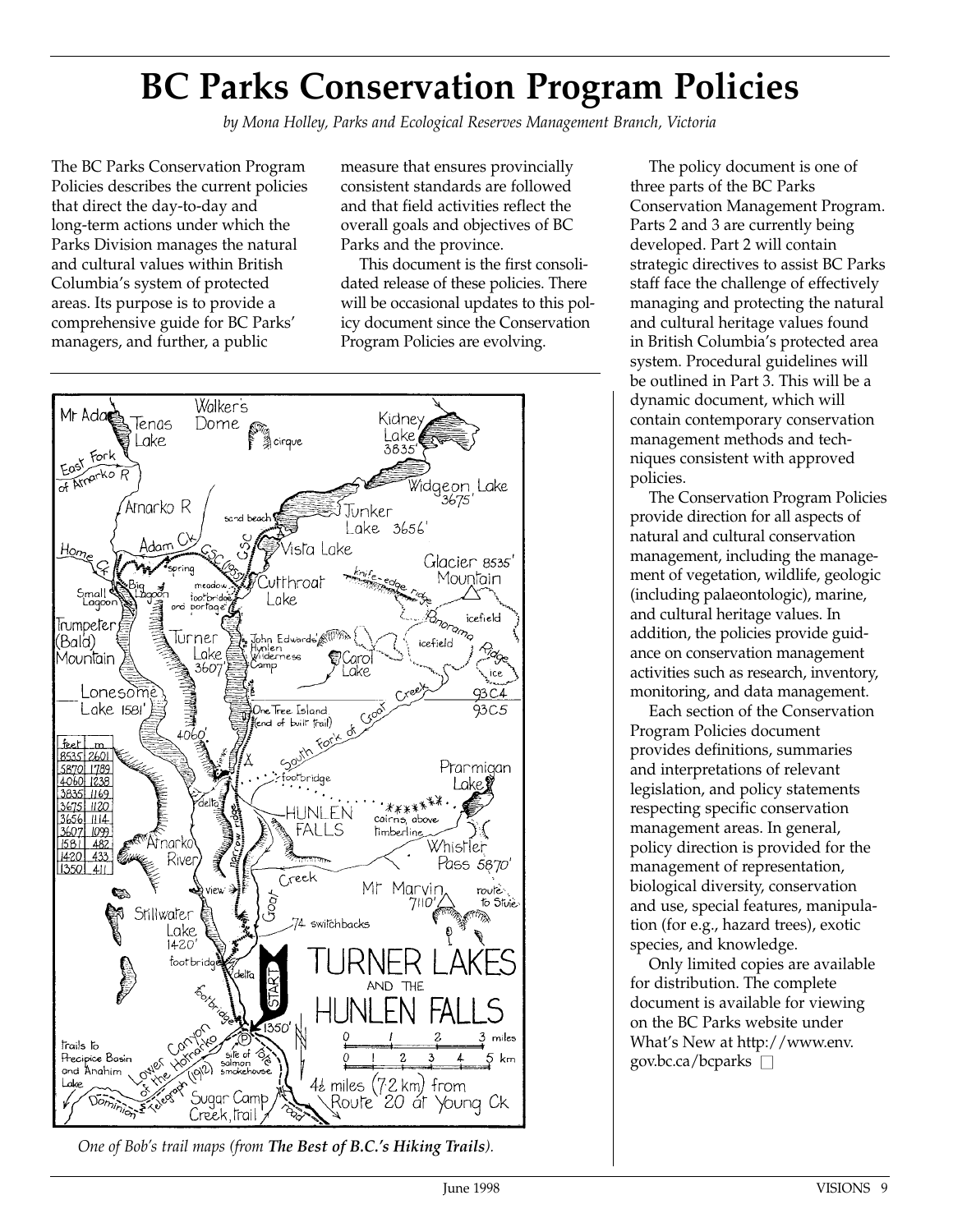# BC Parks Conservation Program Policies

*by Mona Holley, Parks and Ecological Reserves Management Branch, Victoria*

The BC Parks Conservation Program Policies describes the current policies that direct the day-to-day and long-term actions under which the Parks Division manages the natural and cultural values within British Columbia's system of protected areas. Its purpose is to provide a comprehensive guide for BC Parks' managers, and further, a public measure that ensures provincially consistent standards are followed and that field activities reflect the overall goals and objectives of BC Parks and the province.

This document is the first consolidated release of these policies. There will be occasional updates to this policy document since the Conservation Program Policies are evolving.

The policy document is one of three parts of the BC Parks Conservation Management Program. Parts 2 and 3 are currently being developed. Part 2 will contain strategic directives to assist BC Parks staff face the challenge of effectively managing and protecting the natural and cultural heritage values found in British Columbia's protected area system. Procedural guidelines will be outlined in Part 3. This will be a dynamic document, which will contain contemporary conservation management methods and techniques consistent with approved policies.

The Conservation Program Policies provide direction for all aspects of natural and cultural conservation management, including the management of vegetation, wildlife, geologic (including palaeontologic), marine, and cultural heritage values. In addition, the policies provide guidance on conservation management activities such as research, inventory, monitoring, and data management.

Each section of the Conservation Program Policies document provides definitions, summaries and interpretations of relevant legislation, and policy statements respecting specific conservation management areas. In general, policy direction is provided for the management of representation, biological diversity, conservation and use, special features, manipulation (for e.g., hazard trees), exotic species, and knowledge.

Only limited copies are available for distribution. The complete document is available for viewing on the BC Parks website under What's New at http://www.env.gov.bc.ca/bcparks □

*One of Bob's trail maps (from **The Best of B.C.'s Hiking Trails**).*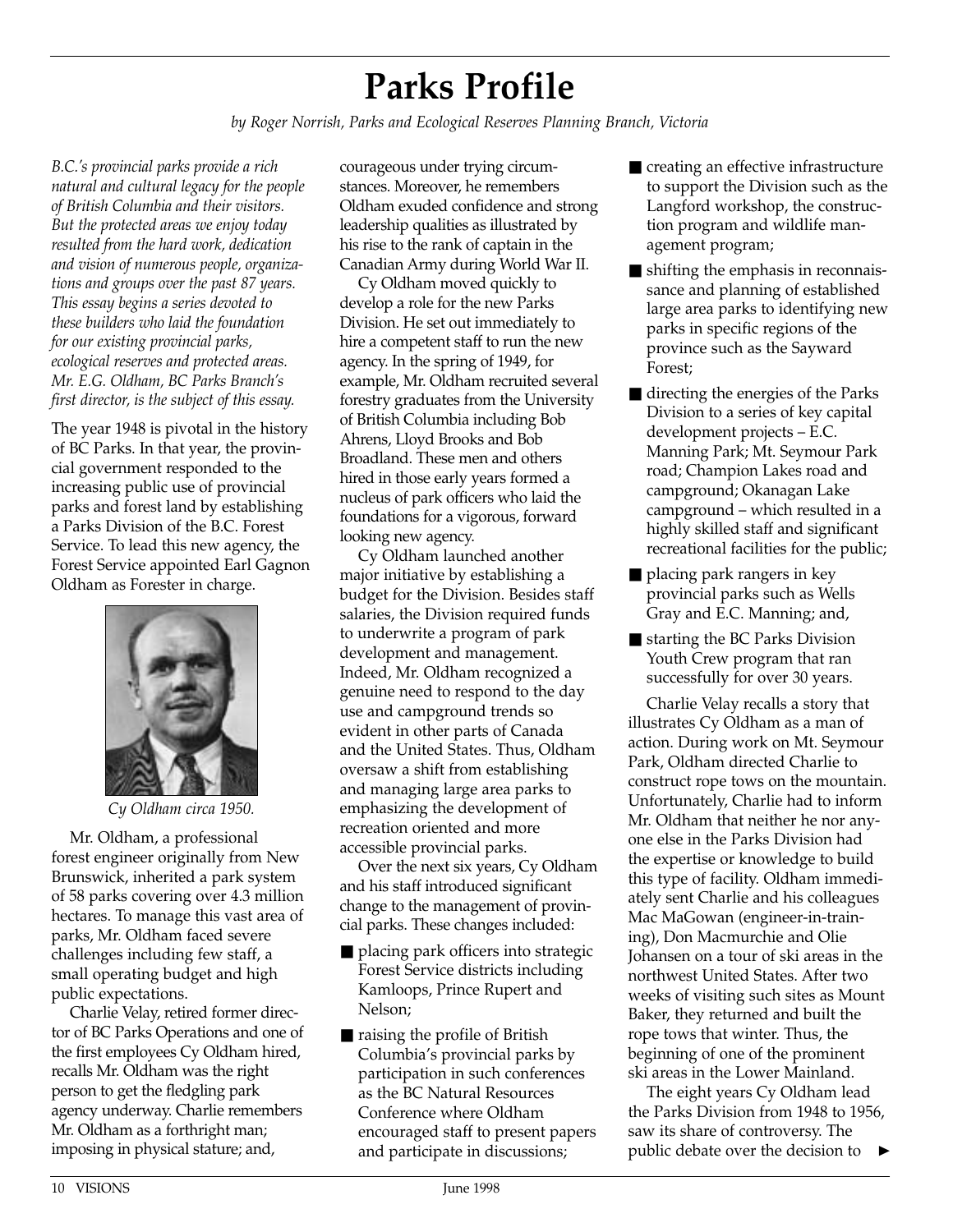# Parks Profile

*by Roger Norrish, Parks and Ecological Reserves Planning Branch, Victoria*

*B.C.'s provincial parks provide a rich natural and cultural legacy for the people of British Columbia and their visitors. But the protected areas we enjoy today resulted from the hard work, dedication and vision of numerous people, organizations and groups over the past 87 years. This essay begins a series devoted to these builders who laid the foundation for our existing provincial parks, ecological reserves and protected areas. Mr. E.G. Oldham, BC Parks Branch's first director, is the subject of this essay.*

The year 1948 is pivotal in the history of BC Parks. In that year, the provincial government responded to the increasing public use of provincial parks and forest land by establishing a Parks Division of the B.C. Forest Service. To lead this new agency, the Forest Service appointed Earl Gagnon Oldham as Forester in charge.

*Cy Oldham circa 1950.*

Mr. Oldham, a professional forest engineer originally from New Brunswick, inherited a park system of 58 parks covering over 4.3 million hectares. To manage this vast area of parks, Mr. Oldham faced severe challenges including few staff, a small operating budget and high public expectations.

Charlie Velay, retired former director of BC Parks Operations and one of the first employees Cy Oldham hired, recalls Mr. Oldham was the right person to get the fledgling park agency underway. Charlie remembers Mr. Oldham as a forthright man; imposing in physical stature; and, courageous under trying circumstances. Moreover, he remembers Oldham exuded confidence and strong leadership qualities as illustrated by his rise to the rank of captain in the Canadian Army during World War II.

Cy Oldham moved quickly to develop a role for the new Parks Division. He set out immediately to hire a competent staff to run the new agency. In the spring of 1949, for example, Mr. Oldham recruited several forestry graduates from the University of British Columbia including Bob Ahrens, Lloyd Brooks and Bob Broadland. These men and others hired in those early years formed a nucleus of park officers who laid the foundations for a vigorous, forward looking new agency.

Cy Oldham launched another major initiative by establishing a budget for the Division. Besides staff salaries, the Division required funds to underwrite a program of park development and management. Indeed, Mr. Oldham recognized a genuine need to respond to the day use and campground trends so evident in other parts of Canada and the United States. Thus, Oldham oversaw a shift from establishing and managing large area parks to emphasizing the development of recreation oriented and more accessible provincial parks.

Over the next six years, Cy Oldham and his staff introduced significant change to the management of provincial parks. These changes included:

- placing park officers into strategic Forest Service districts including Kamloops, Prince Rupert and Nelson;
- raising the profile of British Columbia's provincial parks by participation in such conferences as the BC Natural Resources Conference where Oldham encouraged staff to present papers and participate in discussions;
- creating an effective infrastructure to support the Division such as the Langford workshop, the construction program and wildlife management program;
- shifting the emphasis in reconnaissance and planning of established large area parks to identifying new parks in specific regions of the province such as the Sayward Forest;
- directing the energies of the Parks Division to a series of key capital development projects – E.C. Manning Park; Mt. Seymour Park road; Champion Lakes road and campground; Okanagan Lake campground – which resulted in a highly skilled staff and significant recreational facilities for the public;
- placing park rangers in key provincial parks such as Wells Gray and E.C. Manning; and,
- starting the BC Parks Division Youth Crew program that ran successfully for over 30 years.

Charlie Velay recalls a story that illustrates Cy Oldham as a man of action. During work on Mt. Seymour Park, Oldham directed Charlie to construct rope tows on the mountain. Unfortunately, Charlie had to inform Mr. Oldham that neither he nor anyone else in the Parks Division had the expertise or knowledge to build this type of facility. Oldham immediately sent Charlie and his colleagues Mac MaGowan (engineer-in-training), Don Macmurchie and Olie Johansen on a tour of ski areas in the northwest United States. After two weeks of visiting such sites as Mount Baker, they returned and built the rope tows that winter. Thus, the beginning of one of the prominent ski areas in the Lower Mainland.

The eight years Cy Oldham lead the Parks Division from 1948 to 1956, saw its share of controversy. The public debate over the decision to ►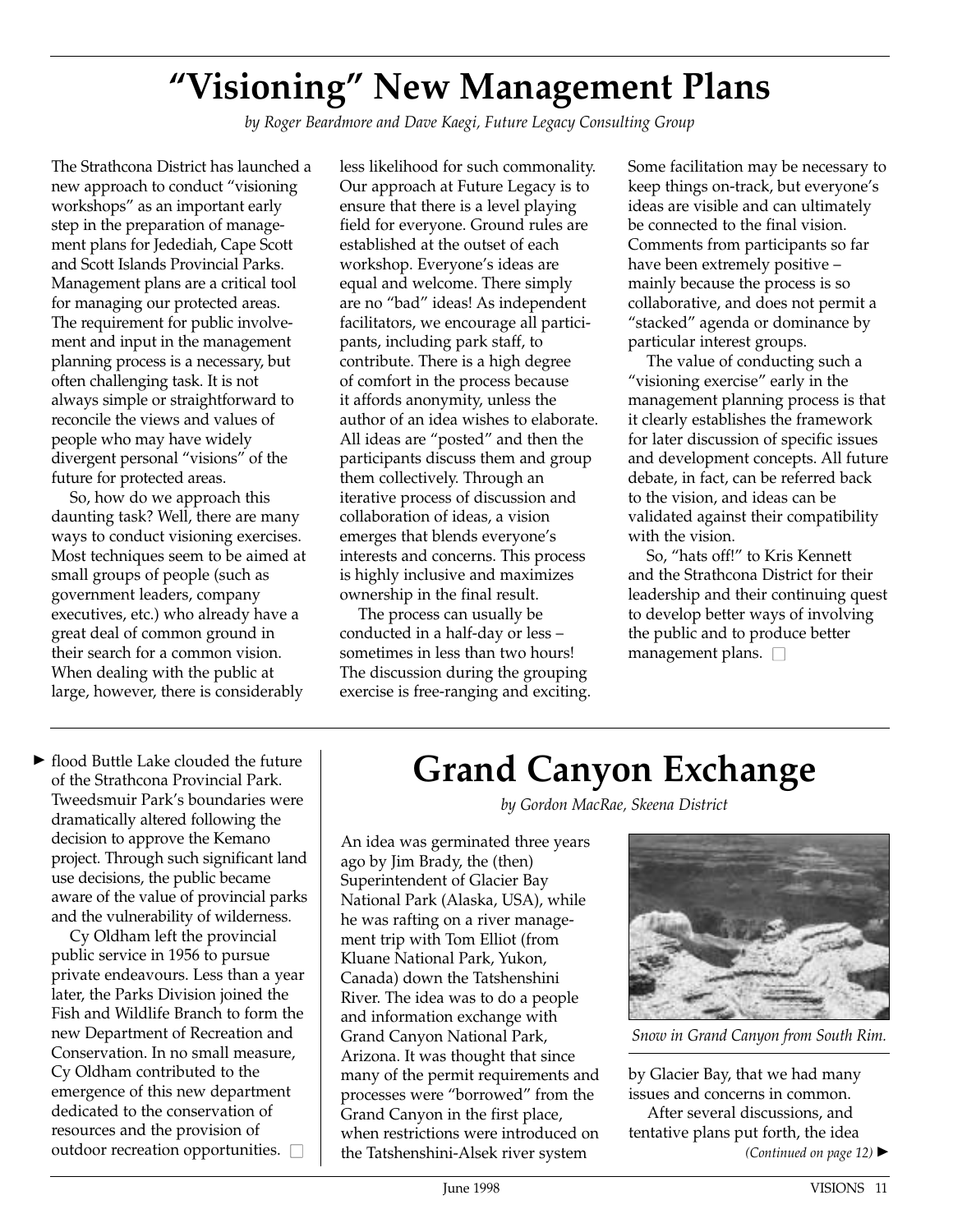# "Visioning" New Management Plans

*by Roger Beardmore and Dave Kaegi, Future Legacy Consulting Group*

The Strathcona District has launched a new approach to conduct "visioning workshops" as an important early step in the preparation of management plans for Jedediah, Cape Scott and Scott Islands Provincial Parks. Management plans are a critical tool for managing our protected areas. The requirement for public involvement and input in the management planning process is a necessary, but often challenging task. It is not always simple or straightforward to reconcile the views and values of people who may have widely divergent personal "visions" of the future for protected areas.

So, how do we approach this daunting task? Well, there are many ways to conduct visioning exercises. Most techniques seem to be aimed at small groups of people (such as government leaders, company executives, etc.) who already have a great deal of common ground in their search for a common vision. When dealing with the public at large, however, there is considerably less likelihood for such commonality. Our approach at Future Legacy is to ensure that there is a level playing field for everyone. Ground rules are established at the outset of each workshop. Everyone's ideas are equal and welcome. There simply are no "bad" ideas! As independent facilitators, we encourage all participants, including park staff, to contribute. There is a high degree of comfort in the process because it affords anonymity, unless the author of an idea wishes to elaborate. All ideas are "posted" and then the participants discuss them and group them collectively. Through an iterative process of discussion and collaboration of ideas, a vision emerges that blends everyone's interests and concerns. This process is highly inclusive and maximizes ownership in the final result.

The process can usually be conducted in a half-day or less – sometimes in less than two hours! The discussion during the grouping exercise is free-ranging and exciting. Some facilitation may be necessary to keep things on-track, but everyone's ideas are visible and can ultimately be connected to the final vision. Comments from participants so far have been extremely positive – mainly because the process is so collaborative, and does not permit a "stacked" agenda or dominance by particular interest groups.

The value of conducting such a "visioning exercise" early in the management planning process is that it clearly establishes the framework for later discussion of specific issues and development concepts. All future debate, in fact, can be referred back to the vision, and ideas can be validated against their compatibility with the vision.

So, "hats off!" to Kris Kennett and the Strathcona District for their leadership and their continuing quest to develop better ways of involving the public and to produce better management plans. □

---

► flood Buttle Lake clouded the future of the Strathcona Provincial Park. Tweedsmuir Park's boundaries were dramatically altered following the decision to approve the Kemano project. Through such significant land use decisions, the public became aware of the value of provincial parks and the vulnerability of wilderness.

Cy Oldham left the provincial public service in 1956 to pursue private endeavours. Less than a year later, the Parks Division joined the Fish and Wildlife Branch to form the new Department of Recreation and Conservation. In no small measure, Cy Oldham contributed to the emergence of this new department dedicated to the conservation of resources and the provision of outdoor recreation opportunities. □

# Grand Canyon Exchange

*by Gordon MacRae, Skeena District*

An idea was germinated three years ago by Jim Brady, the (then) Superintendent of Glacier Bay National Park (Alaska, USA), while he was rafting on a river management trip with Tom Elliot (from Kluane National Park, Yukon, Canada) down the Tatshenshini River. The idea was to do a people and information exchange with Grand Canyon National Park, Arizona. It was thought that since many of the permit requirements and processes were "borrowed" from the Grand Canyon in the first place, when restrictions were introduced on the Tatshenshini-Alsek river system by Glacier Bay, that we had many issues and concerns in common.

*Snow in Grand Canyon from South Rim.*

After several discussions, and tentative plans put forth, the idea

*(Continued on page 12)* ►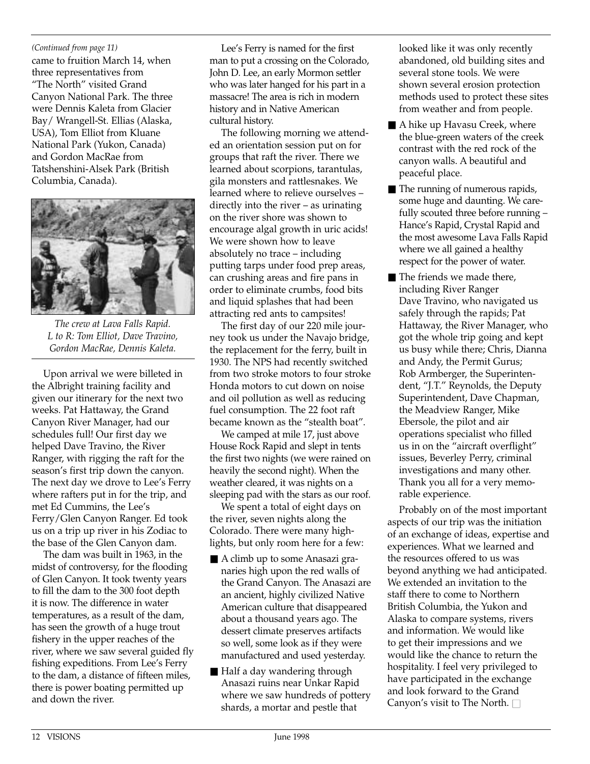*(Continued from page 11)*

came to fruition March 14, when three representatives from "The North" visited Grand Canyon National Park. The three were Dennis Kaleta from Glacier Bay/ Wrangell-St. Ellias (Alaska, USA), Tom Elliot from Kluane National Park (Yukon, Canada) and Gordon MacRae from Tatshenshini-Alsek Park (British Columbia, Canada).

*The crew at Lava Falls Rapid. L to R: Tom Elliot, Dave Travino, Gordon MacRae, Dennis Kaleta.*

Upon arrival we were billeted in the Albright training facility and given our itinerary for the next two weeks. Pat Hattaway, the Grand Canyon River Manager, had our schedules full! Our first day we helped Dave Travino, the River Ranger, with rigging the raft for the season's first trip down the canyon. The next day we drove to Lee's Ferry where rafters put in for the trip, and met Ed Cummins, the Lee's Ferry/Glen Canyon Ranger. Ed took us on a trip up river in his Zodiac to the base of the Glen Canyon dam.

The dam was built in 1963, in the midst of controversy, for the flooding of Glen Canyon. It took twenty years to fill the dam to the 300 foot depth it is now. The difference in water temperatures, as a result of the dam, has seen the growth of a huge trout fishery in the upper reaches of the river, where we saw several guided fly fishing expeditions. From Lee's Ferry to the dam, a distance of fifteen miles, there is power boating permitted up and down the river.

Lee's Ferry is named for the first man to put a crossing on the Colorado, John D. Lee, an early Mormon settler who was later hanged for his part in a massacre! The area is rich in modern history and in Native American cultural history.

The following morning we attended an orientation session put on for groups that raft the river. There we learned about scorpions, tarantulas, gila monsters and rattlesnakes. We learned where to relieve ourselves – directly into the river – as urinating on the river shore was shown to encourage algal growth in uric acids! We were shown how to leave absolutely no trace – including putting tarps under food prep areas, can crushing areas and fire pans in order to eliminate crumbs, food bits and liquid splashes that had been attracting red ants to campsites!

The first day of our 220 mile journey took us under the Navajo bridge, the replacement for the ferry, built in 1930. The NPS had recently switched from two stroke motors to four stroke Honda motors to cut down on noise and oil pollution as well as reducing fuel consumption. The 22 foot raft became known as the "stealth boat".

We camped at mile 17, just above House Rock Rapid and slept in tents the first two nights (we were rained on heavily the second night). When the weather cleared, it was nights on a sleeping pad with the stars as our roof.

We spent a total of eight days on the river, seven nights along the Colorado. There were many highlights, but only room here for a few:

- A climb up to some Anasazi granaries high upon the red walls of the Grand Canyon. The Anasazi are an ancient, highly civilized Native American culture that disappeared about a thousand years ago. The dessert climate preserves artifacts so well, some look as if they were manufactured and used yesterday.
- Half a day wandering through Anasazi ruins near Unkar Rapid where we saw hundreds of pottery shards, a mortar and pestle that looked like it was only recently abandoned, old building sites and several stone tools. We were shown several erosion protection methods used to protect these sites from weather and from people.
- A hike up Havasu Creek, where the blue-green waters of the creek contrast with the red rock of the canyon walls. A beautiful and peaceful place.
- The running of numerous rapids, some huge and daunting. We carefully scouted three before running – Hance's Rapid, Crystal Rapid and the most awesome Lava Falls Rapid where we all gained a healthy respect for the power of water.
- The friends we made there, including River Ranger Dave Travino, who navigated us safely through the rapids; Pat Hattaway, the River Manager, who got the whole trip going and kept us busy while there; Chris, Dianna and Andy, the Permit Gurus; Rob Armberger, the Superintendent, "J.T." Reynolds, the Deputy Superintendent, Dave Chapman, the Meadview Ranger, Mike Ebersole, the pilot and air operations specialist who filled us in on the "aircraft overflight" issues, Beverley Perry, criminal investigations and many other. Thank you all for a very memorable experience.

Probably on of the most important aspects of our trip was the initiation of an exchange of ideas, expertise and experiences. What we learned and the resources offered to us was beyond anything we had anticipated. We extended an invitation to the staff there to come to Northern British Columbia, the Yukon and Alaska to compare systems, rivers and information. We would like to get their impressions and we would like the chance to return the hospitality. I feel very privileged to have participated in the exchange and look forward to the Grand Canyon's visit to The North. □